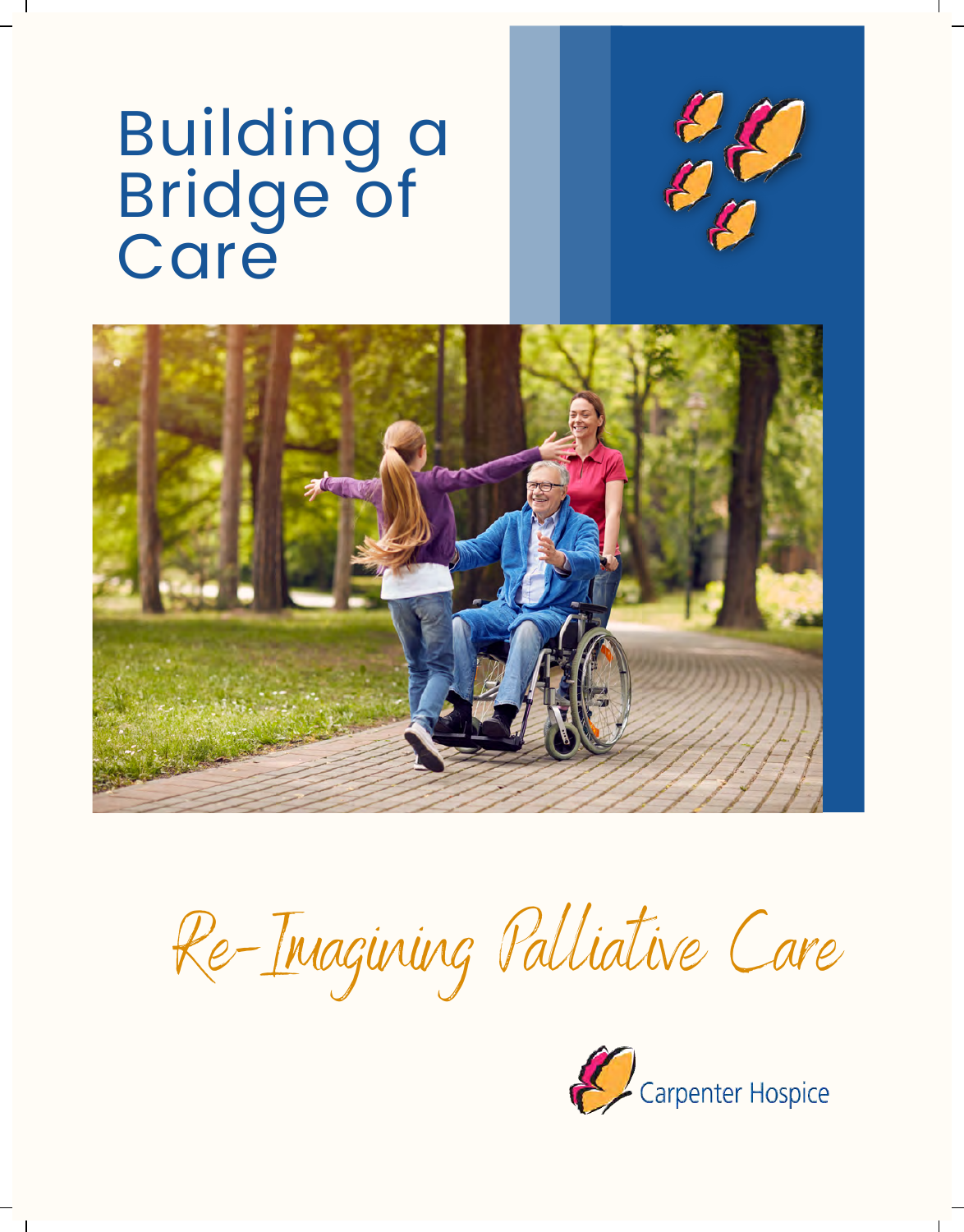# Building a Bridge of Care

*Re-Imagining Palliative Care*

Carpenter Hospice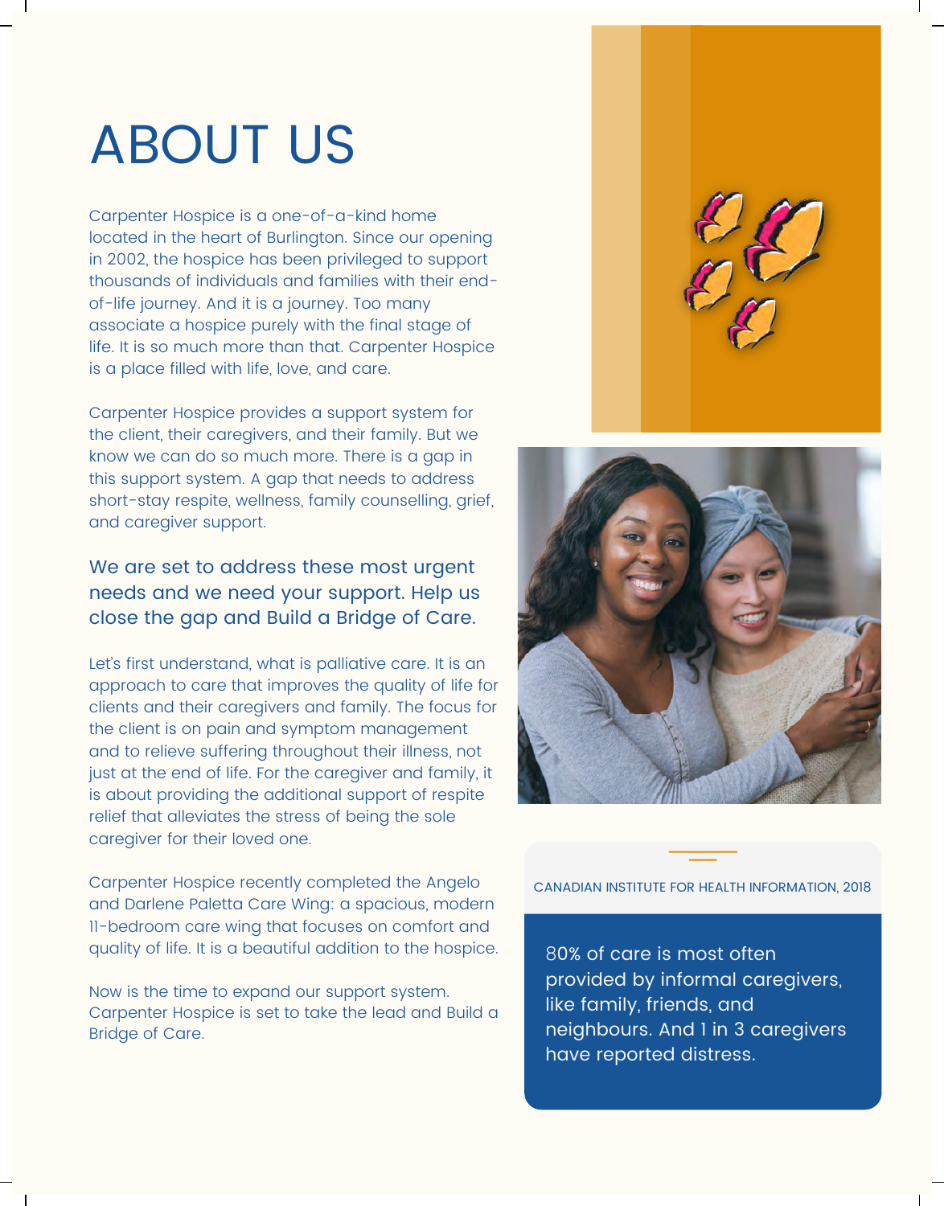# ABOUT US

Carpenter Hospice is a one-of-a-kind home located in the heart of Burlington. Since our opening in 2002, the hospice has been privileged to support thousands of individuals and families with their end-of-life journey. And it is a journey. Too many associate a hospice purely with the final stage of life. It is so much more than that. Carpenter Hospice is a place filled with life, love, and care.

Carpenter Hospice provides a support system for the client, their caregivers, and their family. But we know we can do so much more. There is a gap in this support system. A gap that needs to address short-stay respite, wellness, family counselling, grief, and caregiver support.

We are set to address these most urgent needs and we need your support. Help us close the gap and Build a Bridge of Care.

Let's first understand, what is palliative care. It is an approach to care that improves the quality of life for clients and their caregivers and family. The focus for the client is on pain and symptom management and to relieve suffering throughout their illness, not just at the end of life. For the caregiver and family, it is about providing the additional support of respite relief that alleviates the stress of being the sole caregiver for their loved one.

Carpenter Hospice recently completed the Angelo and Darlene Paletta Care Wing: a spacious, modern 11-bedroom care wing that focuses on comfort and quality of life. It is a beautiful addition to the hospice.

Now is the time to expand our support system. Carpenter Hospice is set to take the lead and Build a Bridge of Care.

CANADIAN INSTITUTE FOR HEALTH INFORMATION, 2018

80% of care is most often provided by informal caregivers, like family, friends, and neighbours. And 1 in 3 caregivers have reported distress.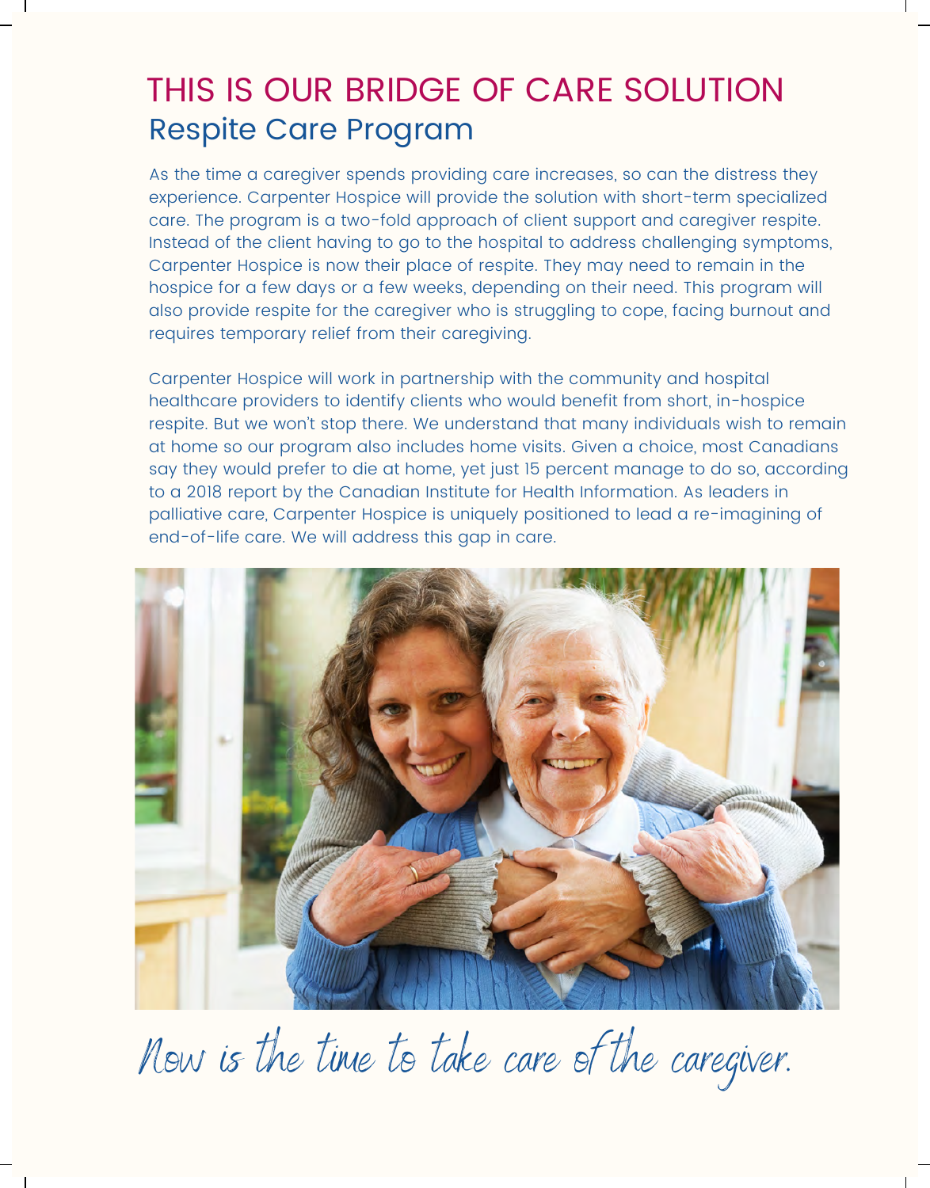# THIS IS OUR BRIDGE OF CARE SOLUTION

## Respite Care Program

As the time a caregiver spends providing care increases, so can the distress they experience. Carpenter Hospice will provide the solution with short-term specialized care. The program is a two-fold approach of client support and caregiver respite. Instead of the client having to go to the hospital to address challenging symptoms, Carpenter Hospice is now their place of respite. They may need to remain in the hospice for a few days or a few weeks, depending on their need. This program will also provide respite for the caregiver who is struggling to cope, facing burnout and requires temporary relief from their caregiving.

Carpenter Hospice will work in partnership with the community and hospital healthcare providers to identify clients who would benefit from short, in-hospice respite. But we won't stop there. We understand that many individuals wish to remain at home so our program also includes home visits. Given a choice, most Canadians say they would prefer to die at home, yet just 15 percent manage to do so, according to a 2018 report by the Canadian Institute for Health Information. As leaders in palliative care, Carpenter Hospice is uniquely positioned to lead a re-imagining of end-of-life care. We will address this gap in care.

*Now is the time to take care of the caregiver.*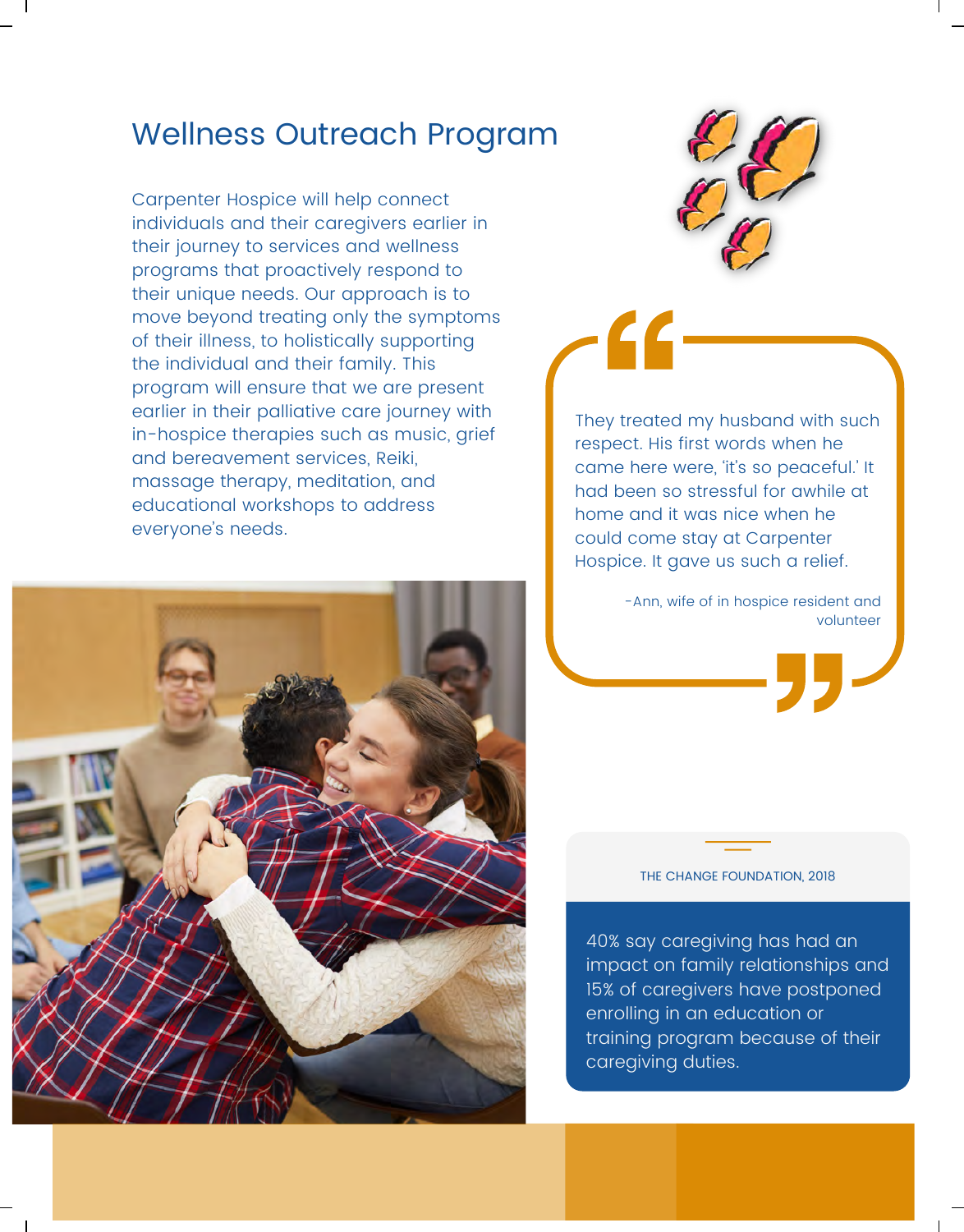## Wellness Outreach Program

Carpenter Hospice will help connect individuals and their caregivers earlier in their journey to services and wellness programs that proactively respond to their unique needs. Our approach is to move beyond treating only the symptoms of their illness, to holistically supporting the individual and their family. This program will ensure that we are present earlier in their palliative care journey with in-hospice therapies such as music, grief and bereavement services, Reiki, massage therapy, meditation, and educational workshops to address everyone's needs.

> They treated my husband with such respect. His first words when he came here were, 'it's so peaceful.' It had been so stressful for awhile at home and it was nice when he could come stay at Carpenter Hospice. It gave us such a relief.
>
> -Ann, wife of in hospice resident and volunteer

THE CHANGE FOUNDATION, 2018

40% say caregiving has had an impact on family relationships and 15% of caregivers have postponed enrolling in an education or training program because of their caregiving duties.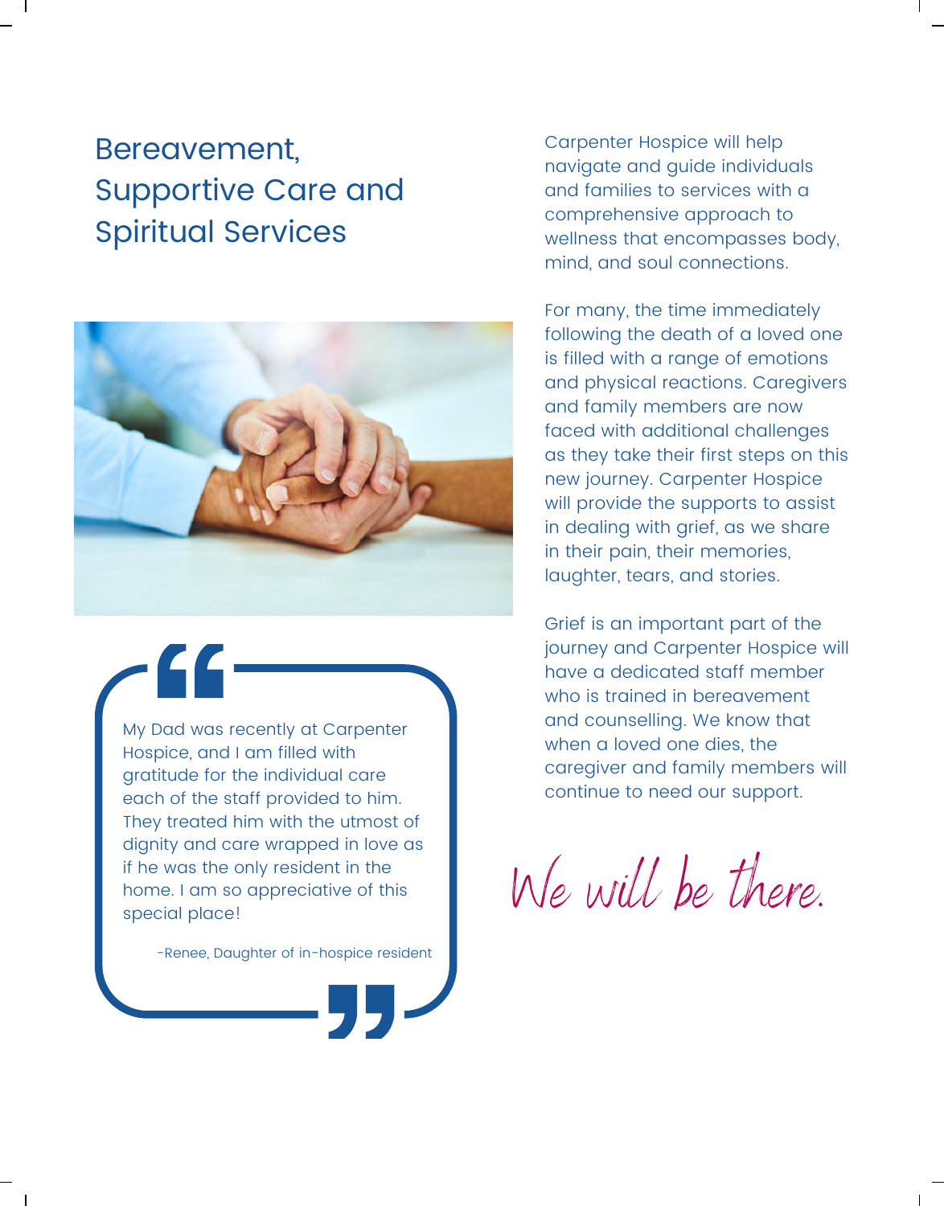# Bereavement, Supportive Care and Spiritual Services

> My Dad was recently at Carpenter Hospice, and I am filled with gratitude for the individual care each of the staff provided to him. They treated him with the utmost of dignity and care wrapped in love as if he was the only resident in the home. I am so appreciative of this special place!
>
> -Renee, Daughter of in-hospice resident

Carpenter Hospice will help navigate and guide individuals and families to services with a comprehensive approach to wellness that encompasses body, mind, and soul connections.

For many, the time immediately following the death of a loved one is filled with a range of emotions and physical reactions. Caregivers and family members are now faced with additional challenges as they take their first steps on this new journey. Carpenter Hospice will provide the supports to assist in dealing with grief, as we share in their pain, their memories, laughter, tears, and stories.

Grief is an important part of the journey and Carpenter Hospice will have a dedicated staff member who is trained in bereavement and counselling. We know that when a loved one dies, the caregiver and family members will continue to need our support.

*We will be there.*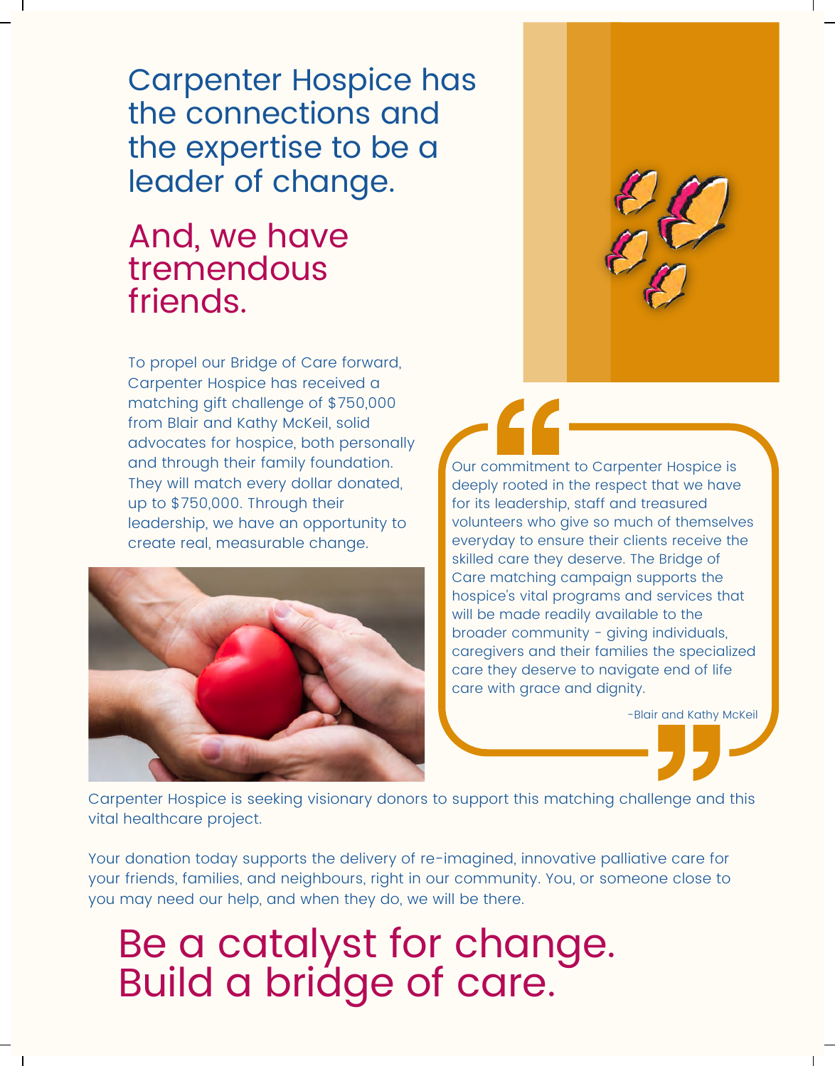# Carpenter Hospice has the connections and the expertise to be a leader of change.

## And, we have tremendous friends.

To propel our Bridge of Care forward, Carpenter Hospice has received a matching gift challenge of $750,000 from Blair and Kathy McKeil, solid advocates for hospice, both personally and through their family foundation. They will match every dollar donated, up to $750,000. Through their leadership, we have an opportunity to create real, measurable change.

> Our commitment to Carpenter Hospice is deeply rooted in the respect that we have for its leadership, staff and treasured volunteers who give so much of themselves everyday to ensure their clients receive the skilled care they deserve. The Bridge of Care matching campaign supports the hospice's vital programs and services that will be made readily available to the broader community - giving individuals, caregivers and their families the specialized care they deserve to navigate end of life care with grace and dignity.
>
> -Blair and Kathy McKeil

Carpenter Hospice is seeking visionary donors to support this matching challenge and this vital healthcare project.

Your donation today supports the delivery of re-imagined, innovative palliative care for your friends, families, and neighbours, right in our community. You, or someone close to you may need our help, and when they do, we will be there.

# Be a catalyst for change. Build a bridge of care.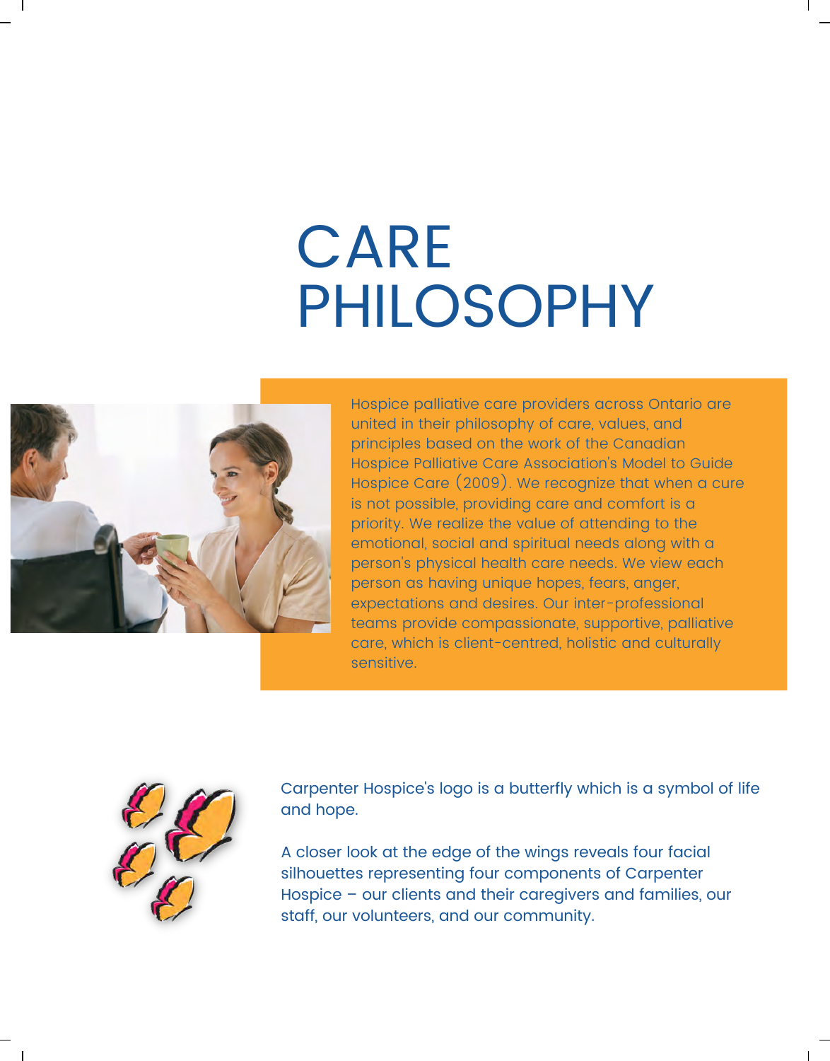# CARE PHILOSOPHY

Hospice palliative care providers across Ontario are united in their philosophy of care, values, and principles based on the work of the Canadian Hospice Palliative Care Association's Model to Guide Hospice Care (2009). We recognize that when a cure is not possible, providing care and comfort is a priority. We realize the value of attending to the emotional, social and spiritual needs along with a person's physical health care needs. We view each person as having unique hopes, fears, anger, expectations and desires. Our inter-professional teams provide compassionate, supportive, palliative care, which is client-centred, holistic and culturally sensitive.

Carpenter Hospice's logo is a butterfly which is a symbol of life and hope.

A closer look at the edge of the wings reveals four facial silhouettes representing four components of Carpenter Hospice – our clients and their caregivers and families, our staff, our volunteers, and our community.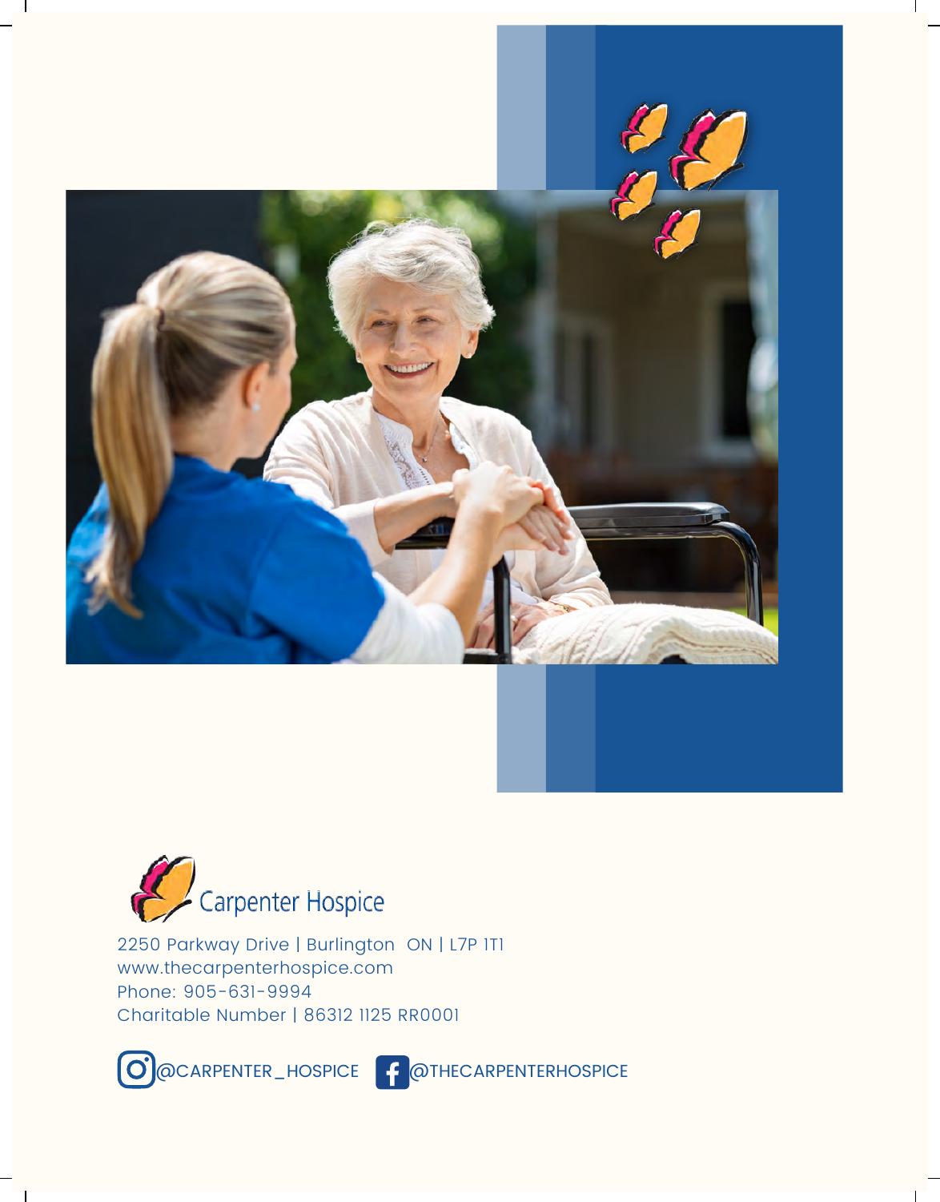Carpenter Hospice

2250 Parkway Drive | Burlington ON | L7P 1T1
www.thecarpenterhospice.com
Phone: 905-631-9994
Charitable Number | 86312 1125 RR0001

@CARPENTER_HOSPICE @THECARPENTERHOSPICE